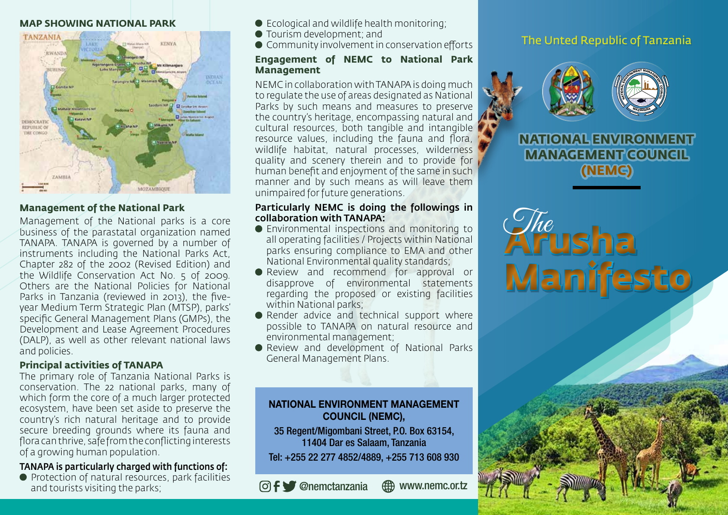## MAP SHOWING NATIONAL PARK

### Management of the National Park

Management of the National parks is a core business of the parastatal organization named TANAPA. TANAPA is governed by a number of instruments including the National Parks Act, Chapter 282 of the 2002 (Revised Edition) and the Wildlife Conservation Act No. 5 of 2009. Others are the National Policies for National Parks in Tanzania (reviewed in 2013), the five-year Medium Term Strategic Plan (MTSP), parks' specific General Management Plans (GMPs), the Development and Lease Agreement Procedures (DALP), as well as other relevant national laws and policies.

### Principal activities of TANAPA

The primary role of Tanzania National Parks is conservation. The 22 national parks, many of which form the core of a much larger protected ecosystem, have been set aside to preserve the country's rich natural heritage and to provide secure breeding grounds where its fauna and flora can thrive, safe from the conflicting interests of a growing human population.

**TANAPA is particularly charged with functions of:**

- Protection of natural resources, park facilities and tourists visiting the parks;
- Ecological and wildlife health monitoring;
- Tourism development; and
- Community involvement in conservation efforts

### Engagement of NEMC to National Park Management

NEMC in collaboration with TANAPA is doing much to regulate the use of areas designated as National Parks by such means and measures to preserve the country's heritage, encompassing natural and cultural resources, both tangible and intangible resource values, including the fauna and flora, wildlife habitat, natural processes, wilderness quality and scenery therein and to provide for human benefit and enjoyment of the same in such manner and by such means as will leave them unimpaired for future generations.

**Particularly NEMC is doing the followings in collaboration with TANAPA:**

- Environmental inspections and monitoring to all operating facilities / Projects within National parks ensuring compliance to EMA and other National Environmental quality standards;
- Review and recommend for approval or disapprove of environmental statements regarding the proposed or existing facilities within National parks;
- Render advice and technical support where possible to TANAPA on natural resource and environmental management;
- Review and development of National Parks General Management Plans.

**NATIONAL ENVIRONMENT MANAGEMENT COUNCIL (NEMC),**
35 Regent/Migombani Street, P.O. Box 63154,
11404 Dar es Salaam, Tanzania
Tel: +255 22 277 4852/4889, +255 713 608 930

@nemctanzania www.nemc.or.tz

The Unted Republic of Tanzania

# NATIONAL ENVIRONMENT MANAGEMENT COUNCIL (NEMC)

# *The* Arusha Manifesto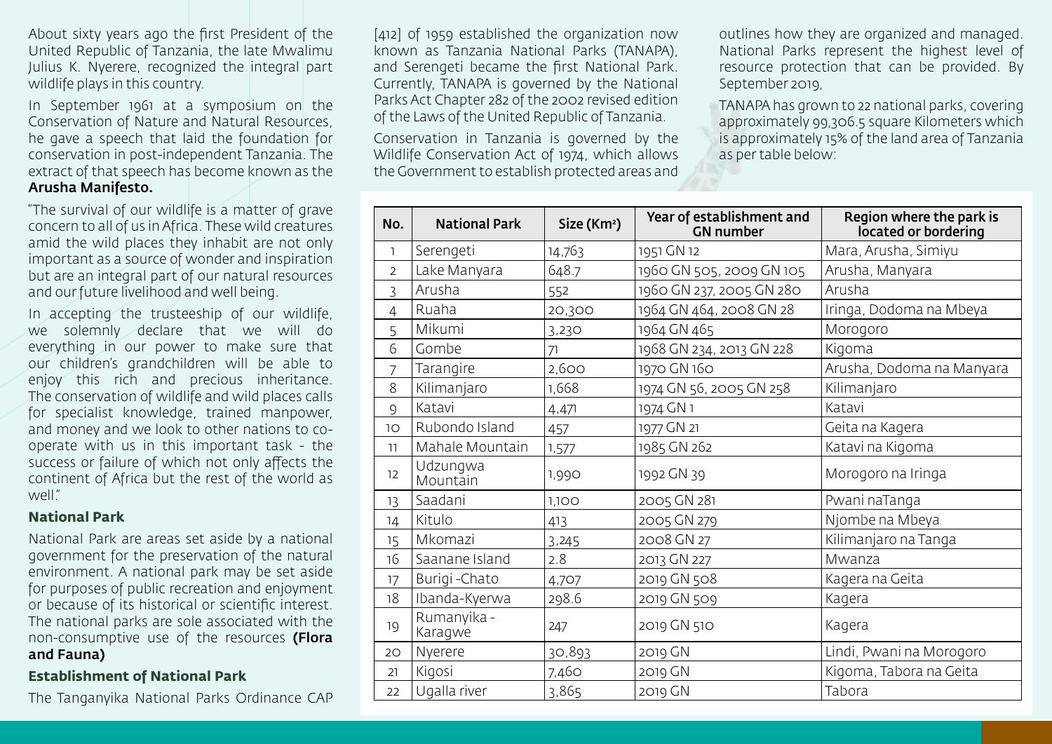About sixty years ago the first President of the United Republic of Tanzania, the late Mwalimu Julius K. Nyerere, recognized the integral part wildlife plays in this country.

In September 1961 at a symposium on the Conservation of Nature and Natural Resources, he gave a speech that laid the foundation for conservation in post-independent Tanzania. The extract of that speech has become known as the **Arusha Manifesto.**

"The survival of our wildlife is a matter of grave concern to all of us in Africa. These wild creatures amid the wild places they inhabit are not only important as a source of wonder and inspiration but are an integral part of our natural resources and our future livelihood and well being.

In accepting the trusteeship of our wildlife, we solemnly declare that we will do everything in our power to make sure that our children's grandchildren will be able to enjoy this rich and precious inheritance. The conservation of wildlife and wild places calls for specialist knowledge, trained manpower, and money and we look to other nations to co-operate with us in this important task - the success or failure of which not only affects the continent of Africa but the rest of the world as well."

### National Park

National Park are areas set aside by a national government for the preservation of the natural environment. A national park may be set aside for purposes of public recreation and enjoyment or because of its historical or scientific interest. The national parks are sole associated with the non-consumptive use of the resources **(Flora and Fauna)**

### Establishment of National Park

The Tanganyika National Parks Ordinance CAP [412] of 1959 established the organization now known as Tanzania National Parks (TANAPA), and Serengeti became the first National Park. Currently, TANAPA is governed by the National Parks Act Chapter 282 of the 2002 revised edition of the Laws of the United Republic of Tanzania.

Conservation in Tanzania is governed by the Wildlife Conservation Act of 1974, which allows the Government to establish protected areas and outlines how they are organized and managed. National Parks represent the highest level of resource protection that can be provided. By September 2019,

TANAPA has grown to 22 national parks, covering approximately 99,306.5 square Kilometers which is approximately 15% of the land area of Tanzania as per table below:

| No. | National Park | Size (Km²) | Year of establishment and GN number | Region where the park is located or bordering |
|---|---|---|---|---|
| 1 | Serengeti | 14,763 | 1951 GN 12 | Mara, Arusha, Simiyu |
| 2 | Lake Manyara | 648.7 | 1960 GN 505, 2009 GN 105 | Arusha, Manyara |
| 3 | Arusha | 552 | 1960 GN 237, 2005 GN 280 | Arusha |
| 4 | Ruaha | 20,300 | 1964 GN 464, 2008 GN 28 | Iringa, Dodoma na Mbeya |
| 5 | Mikumi | 3,230 | 1964 GN 465 | Morogoro |
| 6 | Gombe | 71 | 1968 GN 234, 2013 GN 228 | Kigoma |
| 7 | Tarangire | 2,600 | 1970 GN 160 | Arusha, Dodoma na Manyara |
| 8 | Kilimanjaro | 1,668 | 1974 GN 56, 2005 GN 258 | Kilimanjaro |
| 9 | Katavi | 4,471 | 1974 GN 1 | Katavi |
| 10 | Rubondo Island | 457 | 1977 GN 21 | Geita na Kagera |
| 11 | Mahale Mountain | 1,577 | 1985 GN 262 | Katavi na Kigoma |
| 12 | Udzungwa Mountain | 1,990 | 1992 GN 39 | Morogoro na Iringa |
| 13 | Saadani | 1,100 | 2005 GN 281 | Pwani naTanga |
| 14 | Kitulo | 413 | 2005 GN 279 | Njombe na Mbeya |
| 15 | Mkomazi | 3,245 | 2008 GN 27 | Kilimanjaro na Tanga |
| 16 | Saanane Island | 2.8 | 2013 GN 227 | Mwanza |
| 17 | Burigi -Chato | 4,707 | 2019 GN 508 | Kagera na Geita |
| 18 | Ibanda-Kyerwa | 298.6 | 2019 GN 509 | Kagera |
| 19 | Rumanyika - Karagwe | 247 | 2019 GN 510 | Kagera |
| 20 | Nyerere | 30,893 | 2019 GN | Lindi, Pwani na Morogoro |
| 21 | Kigosi | 7,460 | 2019 GN | Kigoma, Tabora na Geita |
| 22 | Ugalla river | 3,865 | 2019 GN | Tabora |